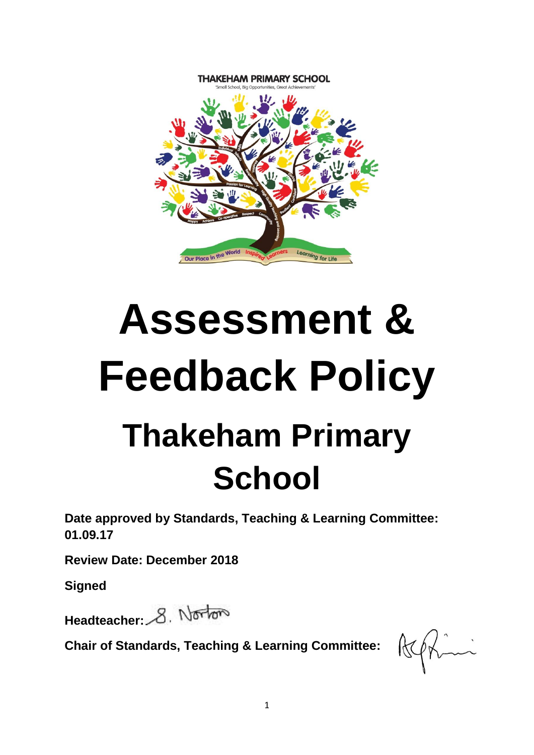THAKEHAM PRIMARY SCHOOL

'Small School, Big Opportunities, Great Achievements'

# Assessment & Feedback Policy

## Thakeham Primary School

**Date approved by Standards, Teaching & Learning Committee: 01.09.17**

**Review Date: December 2018**

**Signed**

**Headteacher:** S. Norton

**Chair of Standards, Teaching & Learning Committee:**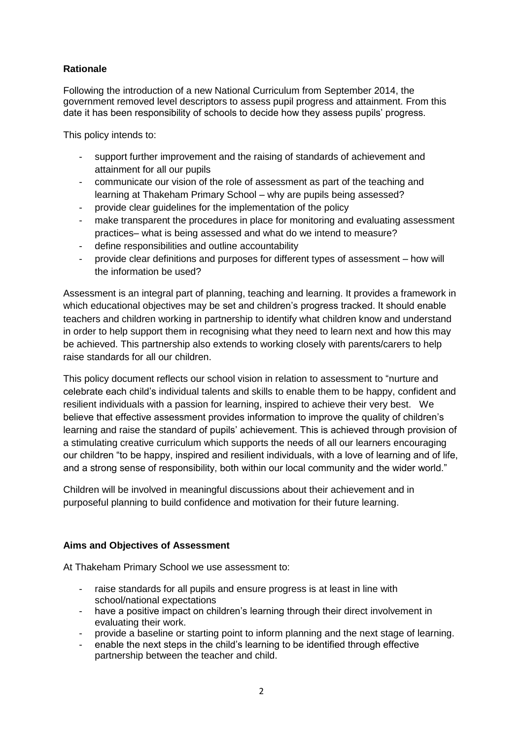### Rationale

Following the introduction of a new National Curriculum from September 2014, the government removed level descriptors to assess pupil progress and attainment. From this date it has been responsibility of schools to decide how they assess pupils' progress.

This policy intends to:

- support further improvement and the raising of standards of achievement and attainment for all our pupils
- communicate our vision of the role of assessment as part of the teaching and learning at Thakeham Primary School – why are pupils being assessed?
- provide clear guidelines for the implementation of the policy
- make transparent the procedures in place for monitoring and evaluating assessment practices– what is being assessed and what do we intend to measure?
- define responsibilities and outline accountability
- provide clear definitions and purposes for different types of assessment – how will the information be used?

Assessment is an integral part of planning, teaching and learning. It provides a framework in which educational objectives may be set and children's progress tracked. It should enable teachers and children working in partnership to identify what children know and understand in order to help support them in recognising what they need to learn next and how this may be achieved. This partnership also extends to working closely with parents/carers to help raise standards for all our children.

This policy document reflects our school vision in relation to assessment to "nurture and celebrate each child's individual talents and skills to enable them to be happy, confident and resilient individuals with a passion for learning, inspired to achieve their very best. We believe that effective assessment provides information to improve the quality of children's learning and raise the standard of pupils' achievement. This is achieved through provision of a stimulating creative curriculum which supports the needs of all our learners encouraging our children "to be happy, inspired and resilient individuals, with a love of learning and of life, and a strong sense of responsibility, both within our local community and the wider world."

Children will be involved in meaningful discussions about their achievement and in purposeful planning to build confidence and motivation for their future learning.

### Aims and Objectives of Assessment

At Thakeham Primary School we use assessment to:

- raise standards for all pupils and ensure progress is at least in line with school/national expectations
- have a positive impact on children's learning through their direct involvement in evaluating their work.
- provide a baseline or starting point to inform planning and the next stage of learning.
- enable the next steps in the child's learning to be identified through effective partnership between the teacher and child.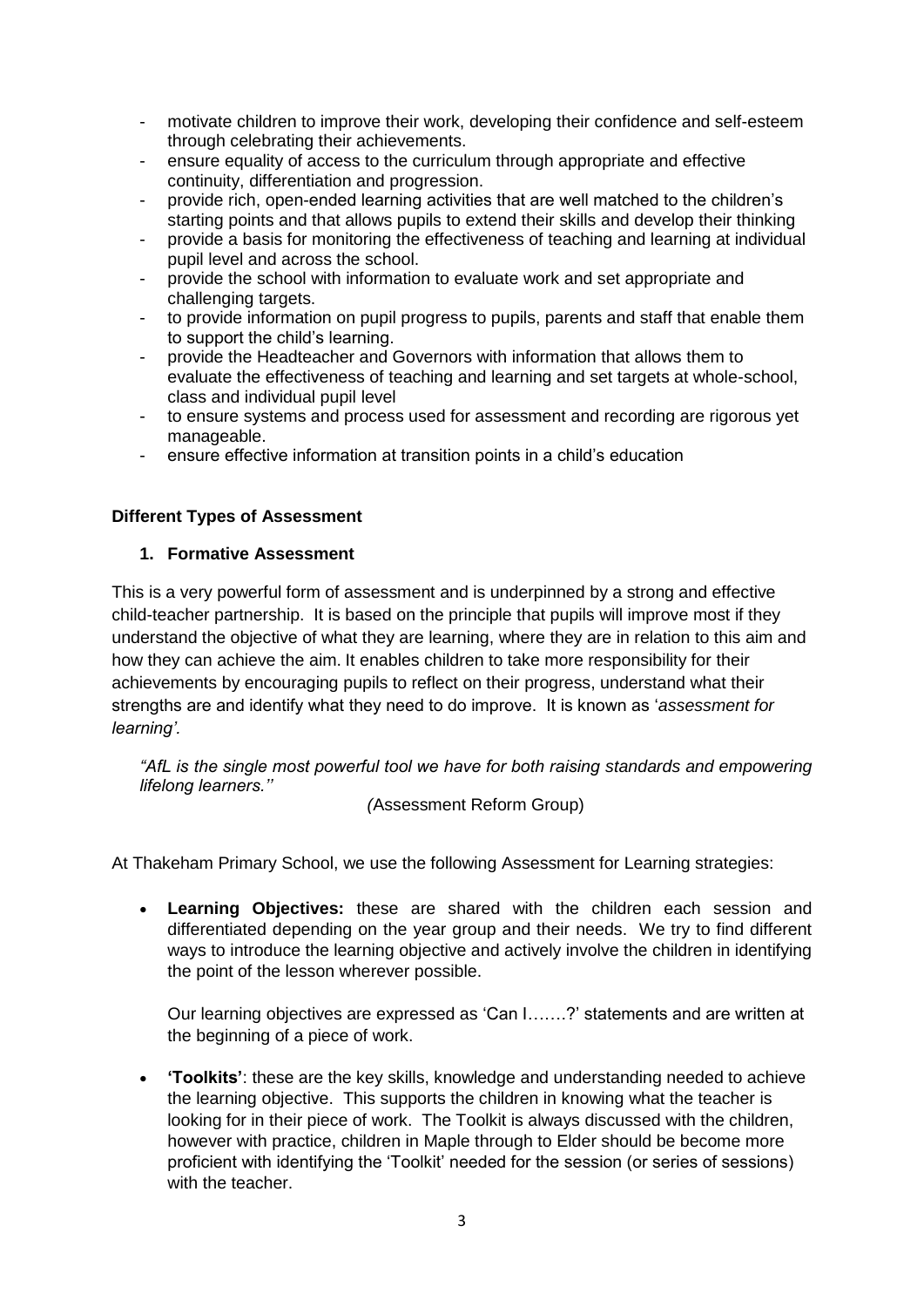- motivate children to improve their work, developing their confidence and self-esteem through celebrating their achievements.
- ensure equality of access to the curriculum through appropriate and effective continuity, differentiation and progression.
- provide rich, open-ended learning activities that are well matched to the children's starting points and that allows pupils to extend their skills and develop their thinking
- provide a basis for monitoring the effectiveness of teaching and learning at individual pupil level and across the school.
- provide the school with information to evaluate work and set appropriate and challenging targets.
- to provide information on pupil progress to pupils, parents and staff that enable them to support the child's learning.
- provide the Headteacher and Governors with information that allows them to evaluate the effectiveness of teaching and learning and set targets at whole-school, class and individual pupil level
- to ensure systems and process used for assessment and recording are rigorous yet manageable.
- ensure effective information at transition points in a child's education

**Different Types of Assessment**

**1. Formative Assessment**

This is a very powerful form of assessment and is underpinned by a strong and effective child-teacher partnership. It is based on the principle that pupils will improve most if they understand the objective of what they are learning, where they are in relation to this aim and how they can achieve the aim. It enables children to take more responsibility for their achievements by encouraging pupils to reflect on their progress, understand what their strengths are and identify what they need to do improve. It is known as '*assessment for learning'.*

> *"AfL is the single most powerful tool we have for both raising standards and empowering lifelong learners.''*
>
> *(*Assessment Reform Group)

At Thakeham Primary School, we use the following Assessment for Learning strategies:

- **Learning Objectives:** these are shared with the children each session and differentiated depending on the year group and their needs. We try to find different ways to introduce the learning objective and actively involve the children in identifying the point of the lesson wherever possible.

  Our learning objectives are expressed as 'Can I…….?' statements and are written at the beginning of a piece of work.

- **'Toolkits'**: these are the key skills, knowledge and understanding needed to achieve the learning objective. This supports the children in knowing what the teacher is looking for in their piece of work. The Toolkit is always discussed with the children, however with practice, children in Maple through to Elder should be become more proficient with identifying the 'Toolkit' needed for the session (or series of sessions) with the teacher.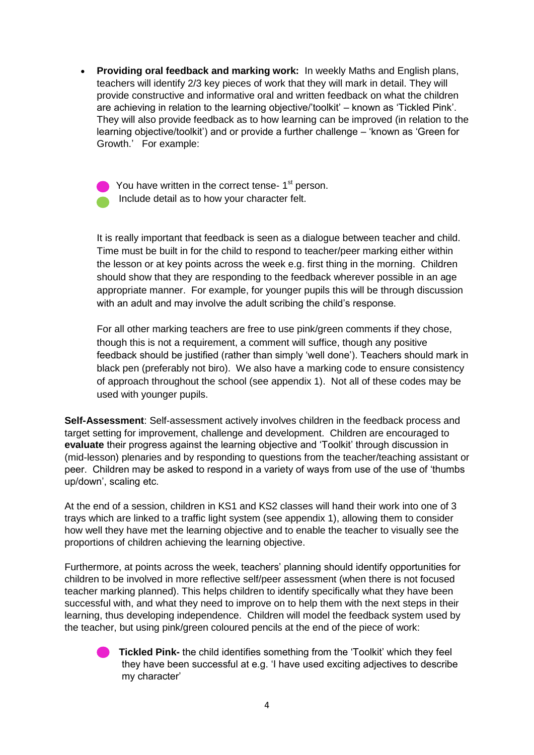- **Providing oral feedback and marking work:** In weekly Maths and English plans, teachers will identify 2/3 key pieces of work that they will mark in detail. They will provide constructive and informative oral and written feedback on what the children are achieving in relation to the learning objective/'toolkit' – known as 'Tickled Pink'. They will also provide feedback as to how learning can be improved (in relation to the learning objective/toolkit') and or provide a further challenge – 'known as 'Green for Growth.' For example:

  - You have written in the correct tense- 1st person.
  - Include detail as to how your character felt.

  It is really important that feedback is seen as a dialogue between teacher and child. Time must be built in for the child to respond to teacher/peer marking either within the lesson or at key points across the week e.g. first thing in the morning. Children should show that they are responding to the feedback wherever possible in an age appropriate manner. For example, for younger pupils this will be through discussion with an adult and may involve the adult scribing the child's response.

  For all other marking teachers are free to use pink/green comments if they chose, though this is not a requirement, a comment will suffice, though any positive feedback should be justified (rather than simply 'well done'). Teachers should mark in black pen (preferably not biro). We also have a marking code to ensure consistency of approach throughout the school (see appendix 1). Not all of these codes may be used with younger pupils.

**Self-Assessment**: Self-assessment actively involves children in the feedback process and target setting for improvement, challenge and development. Children are encouraged to **evaluate** their progress against the learning objective and 'Toolkit' through discussion in (mid-lesson) plenaries and by responding to questions from the teacher/teaching assistant or peer. Children may be asked to respond in a variety of ways from use of the use of 'thumbs up/down', scaling etc.

At the end of a session, children in KS1 and KS2 classes will hand their work into one of 3 trays which are linked to a traffic light system (see appendix 1), allowing them to consider how well they have met the learning objective and to enable the teacher to visually see the proportions of children achieving the learning objective.

Furthermore, at points across the week, teachers' planning should identify opportunities for children to be involved in more reflective self/peer assessment (when there is not focused teacher marking planned). This helps children to identify specifically what they have been successful with, and what they need to improve on to help them with the next steps in their learning, thus developing independence. Children will model the feedback system used by the teacher, but using pink/green coloured pencils at the end of the piece of work:

- **Tickled Pink-** the child identifies something from the 'Toolkit' which they feel they have been successful at e.g. 'I have used exciting adjectives to describe my character'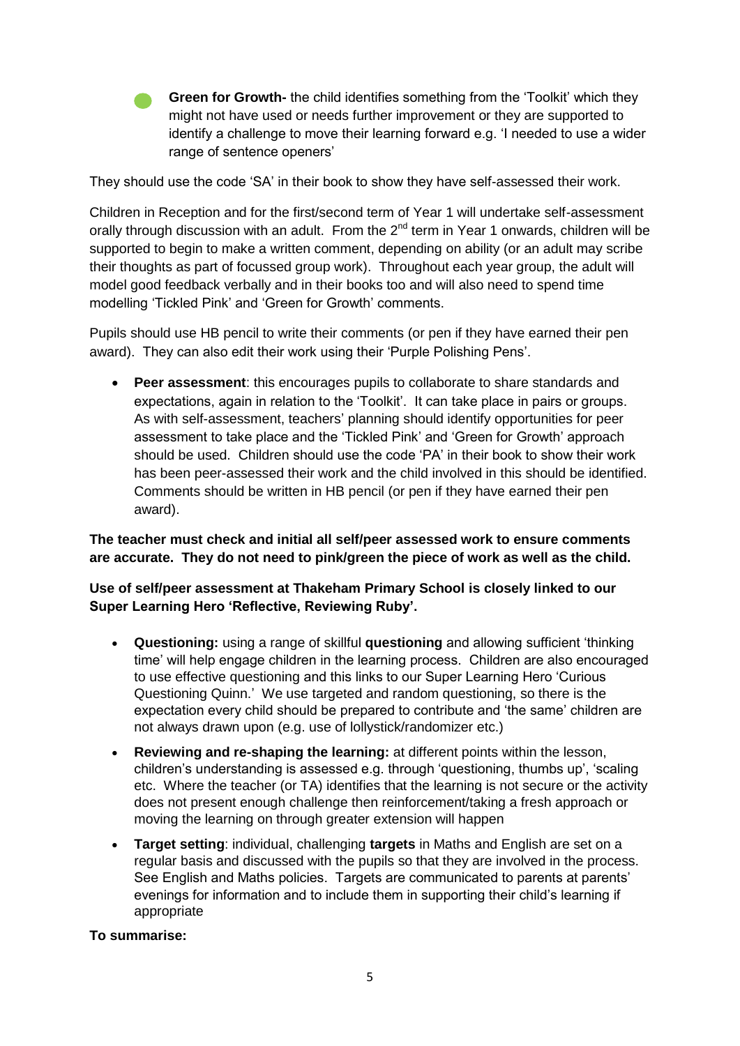- **Green for Growth-** the child identifies something from the 'Toolkit' which they might not have used or needs further improvement or they are supported to identify a challenge to move their learning forward e.g. 'I needed to use a wider range of sentence openers'

They should use the code 'SA' in their book to show they have self-assessed their work.

Children in Reception and for the first/second term of Year 1 will undertake self-assessment orally through discussion with an adult. From the 2nd term in Year 1 onwards, children will be supported to begin to make a written comment, depending on ability (or an adult may scribe their thoughts as part of focussed group work). Throughout each year group, the adult will model good feedback verbally and in their books too and will also need to spend time modelling 'Tickled Pink' and 'Green for Growth' comments.

Pupils should use HB pencil to write their comments (or pen if they have earned their pen award). They can also edit their work using their 'Purple Polishing Pens'.

- **Peer assessment**: this encourages pupils to collaborate to share standards and expectations, again in relation to the 'Toolkit'. It can take place in pairs or groups. As with self-assessment, teachers' planning should identify opportunities for peer assessment to take place and the 'Tickled Pink' and 'Green for Growth' approach should be used. Children should use the code 'PA' in their book to show their work has been peer-assessed their work and the child involved in this should be identified. Comments should be written in HB pencil (or pen if they have earned their pen award).

**The teacher must check and initial all self/peer assessed work to ensure comments are accurate. They do not need to pink/green the piece of work as well as the child.**

**Use of self/peer assessment at Thakeham Primary School is closely linked to our Super Learning Hero 'Reflective, Reviewing Ruby'.**

- **Questioning:** using a range of skillful **questioning** and allowing sufficient 'thinking time' will help engage children in the learning process. Children are also encouraged to use effective questioning and this links to our Super Learning Hero 'Curious Questioning Quinn.' We use targeted and random questioning, so there is the expectation every child should be prepared to contribute and 'the same' children are not always drawn upon (e.g. use of lollystick/randomizer etc.)
- **Reviewing and re-shaping the learning:** at different points within the lesson, children's understanding is assessed e.g. through 'questioning, thumbs up', 'scaling etc. Where the teacher (or TA) identifies that the learning is not secure or the activity does not present enough challenge then reinforcement/taking a fresh approach or moving the learning on through greater extension will happen
- **Target setting**: individual, challenging **targets** in Maths and English are set on a regular basis and discussed with the pupils so that they are involved in the process. See English and Maths policies. Targets are communicated to parents at parents' evenings for information and to include them in supporting their child's learning if appropriate

**To summarise:**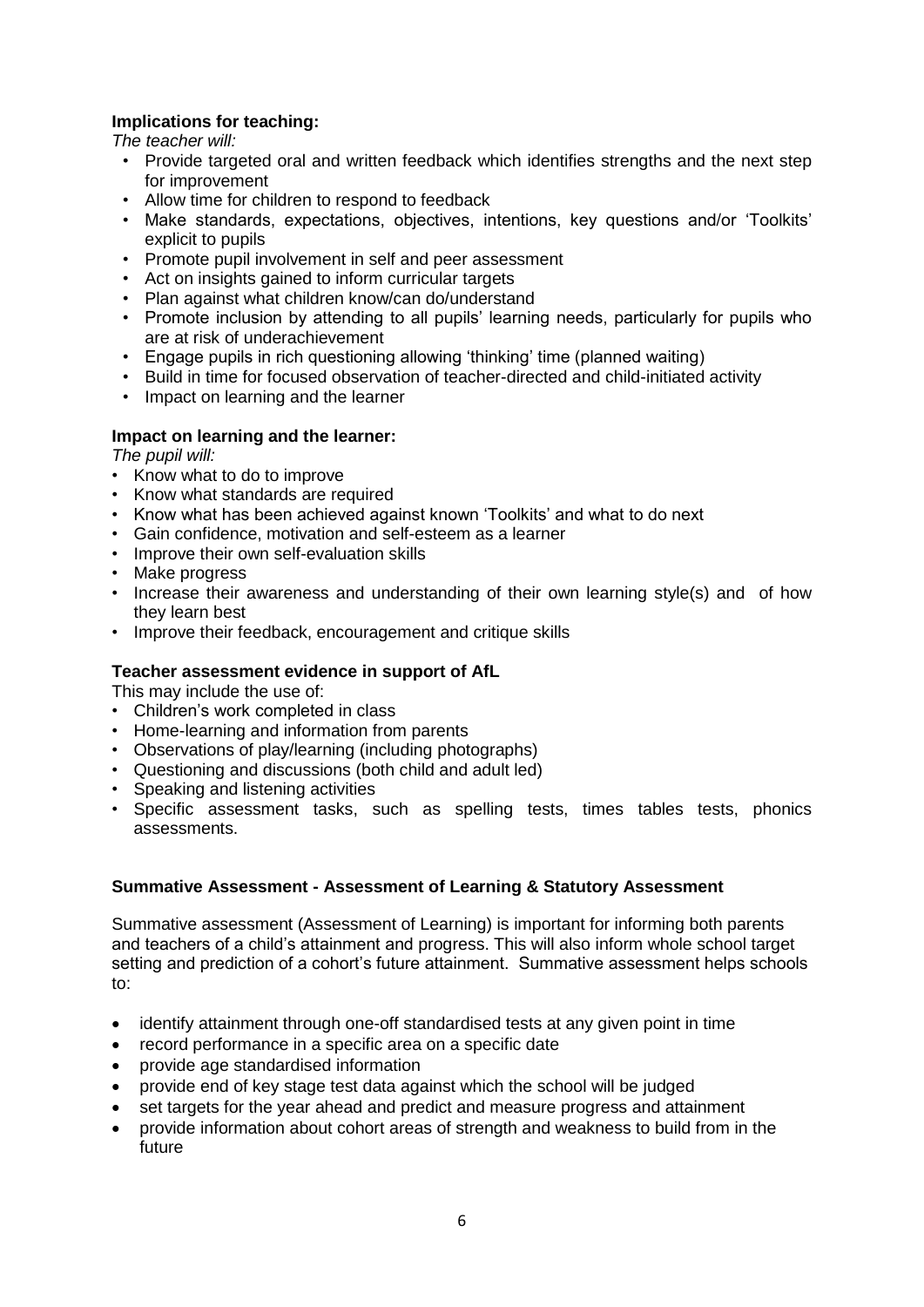**Implications for teaching:**

*The teacher will:*

- Provide targeted oral and written feedback which identifies strengths and the next step for improvement
- Allow time for children to respond to feedback
- Make standards, expectations, objectives, intentions, key questions and/or 'Toolkits' explicit to pupils
- Promote pupil involvement in self and peer assessment
- Act on insights gained to inform curricular targets
- Plan against what children know/can do/understand
- Promote inclusion by attending to all pupils' learning needs, particularly for pupils who are at risk of underachievement
- Engage pupils in rich questioning allowing 'thinking' time (planned waiting)
- Build in time for focused observation of teacher-directed and child-initiated activity
- Impact on learning and the learner

**Impact on learning and the learner:**

*The pupil will:*

- Know what to do to improve
- Know what standards are required
- Know what has been achieved against known 'Toolkits' and what to do next
- Gain confidence, motivation and self-esteem as a learner
- Improve their own self-evaluation skills
- Make progress
- Increase their awareness and understanding of their own learning style(s) and of how they learn best
- Improve their feedback, encouragement and critique skills

**Teacher assessment evidence in support of AfL**

This may include the use of:

- Children's work completed in class
- Home-learning and information from parents
- Observations of play/learning (including photographs)
- Questioning and discussions (both child and adult led)
- Speaking and listening activities
- Specific assessment tasks, such as spelling tests, times tables tests, phonics assessments.

**Summative Assessment - Assessment of Learning & Statutory Assessment**

Summative assessment (Assessment of Learning) is important for informing both parents and teachers of a child's attainment and progress. This will also inform whole school target setting and prediction of a cohort's future attainment. Summative assessment helps schools to:

- identify attainment through one-off standardised tests at any given point in time
- record performance in a specific area on a specific date
- provide age standardised information
- provide end of key stage test data against which the school will be judged
- set targets for the year ahead and predict and measure progress and attainment
- provide information about cohort areas of strength and weakness to build from in the future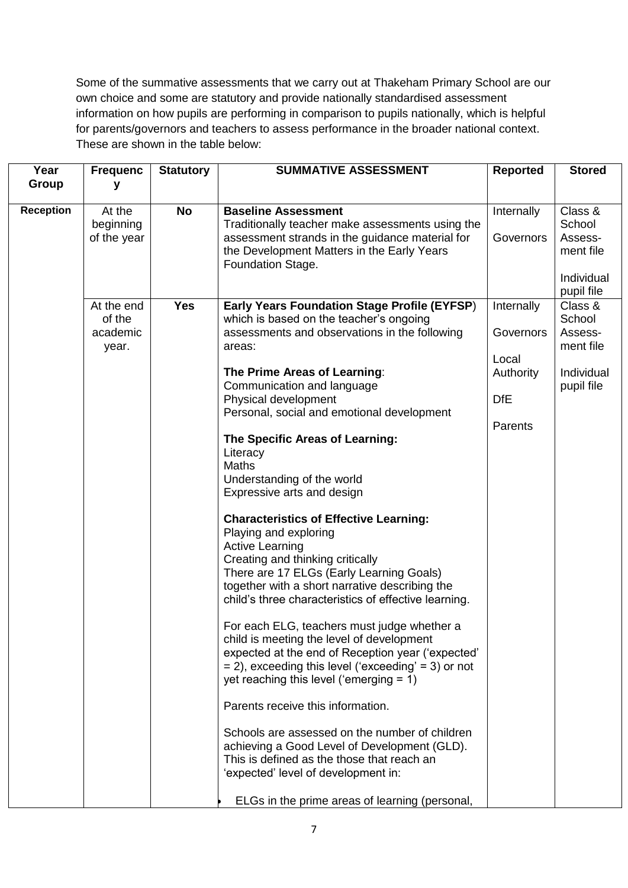Some of the summative assessments that we carry out at Thakeham Primary School are our own choice and some are statutory and provide nationally standardised assessment information on how pupils are performing in comparison to pupils nationally, which is helpful for parents/governors and teachers to assess performance in the broader national context. These are shown in the table below:

| Year Group | Frequency | Statutory | SUMMATIVE ASSESSMENT | Reported | Stored |
|---|---|---|---|---|---|
| **Reception** | At the beginning of the year | **No** | **Baseline Assessment**<br>Traditionally teacher make assessments using the assessment strands in the guidance material for the Development Matters in the Early Years Foundation Stage. | Internally<br><br>Governors | Class & School Assess-ment file<br><br>Individual pupil file |
| | At the end of the academic year. | **Yes** | **Early Years Foundation Stage Profile (EYFSP**) which is based on the teacher's ongoing assessments and observations in the following areas:<br><br>**The Prime Areas of Learning**:<br>Communication and language<br>Physical development<br>Personal, social and emotional development<br><br>**The Specific Areas of Learning:**<br>Literacy<br>Maths<br>Understanding of the world<br>Expressive arts and design<br><br>**Characteristics of Effective Learning:**<br>Playing and exploring<br>Active Learning<br>Creating and thinking critically<br>There are 17 ELGs (Early Learning Goals) together with a short narrative describing the child's three characteristics of effective learning.<br><br>For each ELG, teachers must judge whether a child is meeting the level of development expected at the end of Reception year ('expected' = 2), exceeding this level ('exceeding' = 3) or not yet reaching this level ('emerging = 1)<br><br>Parents receive this information.<br><br>Schools are assessed on the number of children achieving a Good Level of Development (GLD). This is defined as the those that reach an 'expected' level of development in:<br><br>• ELGs in the prime areas of learning (personal, | Internally<br><br>Governors<br><br>Local Authority<br><br>DfE<br><br>Parents | Class & School Assess-ment file<br><br>Individual pupil file |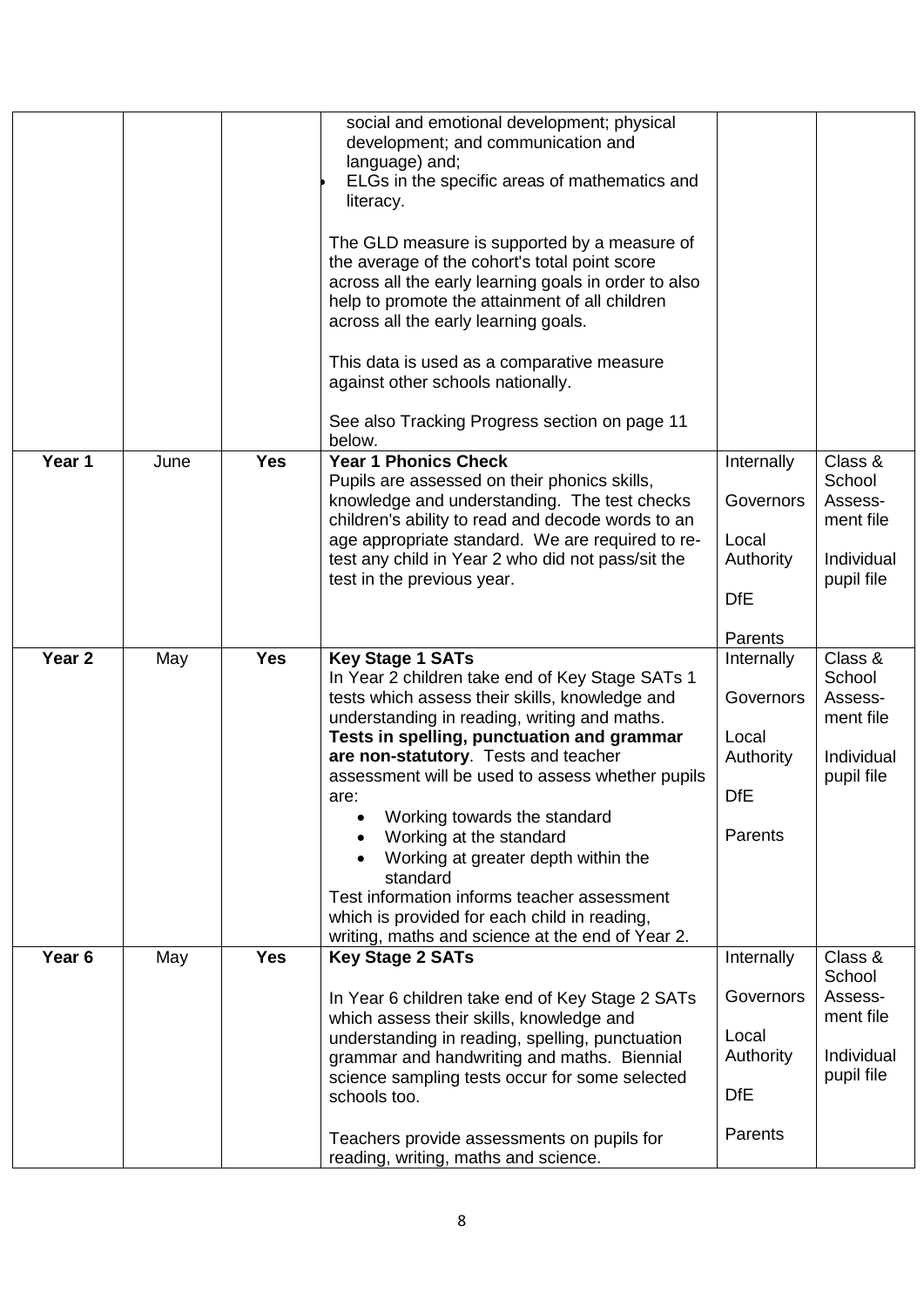| | | | | | |
|---|---|---|---|---|---|
| | | | social and emotional development; physical development; and communication and language) and;<br>• ELGs in the specific areas of mathematics and literacy.<br><br>The GLD measure is supported by a measure of the average of the cohort's total point score across all the early learning goals in order to also help to promote the attainment of all children across all the early learning goals.<br><br>This data is used as a comparative measure against other schools nationally.<br><br>See also Tracking Progress section on page 11 below. | | |
| **Year 1** | June | **Yes** | **Year 1 Phonics Check**<br>Pupils are assessed on their phonics skills, knowledge and understanding. The test checks children's ability to read and decode words to an age appropriate standard. We are required to re-test any child in Year 2 who did not pass/sit the test in the previous year. | Internally<br><br>Governors<br><br>Local Authority<br><br>DfE<br><br>Parents | Class & School Assess-ment file<br><br>Individual pupil file |
| **Year 2** | May | **Yes** | **Key Stage 1 SATs**<br>In Year 2 children take end of Key Stage SATs 1 tests which assess their skills, knowledge and understanding in reading, writing and maths. **Tests in spelling, punctuation and grammar are non-statutory**. Tests and teacher assessment will be used to assess whether pupils are:<br>• Working towards the standard<br>• Working at the standard<br>• Working at greater depth within the standard<br>Test information informs teacher assessment which is provided for each child in reading, writing, maths and science at the end of Year 2. | Internally<br><br>Governors<br><br>Local Authority<br><br>DfE<br><br>Parents | Class & School Assess-ment file<br><br>Individual pupil file |
| **Year 6** | May | **Yes** | **Key Stage 2 SATs**<br><br>In Year 6 children take end of Key Stage 2 SATs which assess their skills, knowledge and understanding in reading, spelling, punctuation grammar and handwriting and maths. Biennial science sampling tests occur for some selected schools too.<br><br>Teachers provide assessments on pupils for reading, writing, maths and science. | Internally<br><br>Governors<br><br>Local Authority<br><br>DfE<br><br>Parents | Class & School Assess-ment file<br><br>Individual pupil file |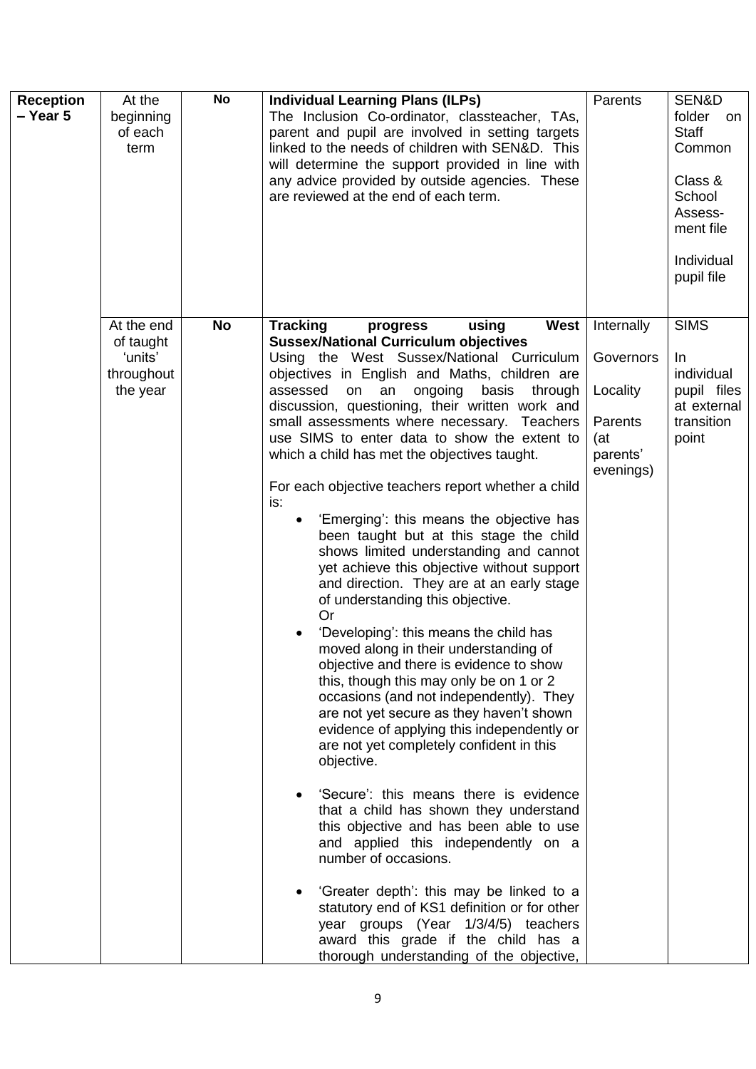| | | | | | |
|---|---|---|---|---|---|
| **Reception – Year 5** | At the beginning of each term | **No** | **Individual Learning Plans (ILPs)**<br>The Inclusion Co-ordinator, classteacher, TAs, parent and pupil are involved in setting targets linked to the needs of children with SEN&D. This will determine the support provided in line with any advice provided by outside agencies. These are reviewed at the end of each term. | Parents | SEN&D folder on Staff Common<br><br>Class & School Assess-ment file<br><br>Individual pupil file |
| | At the end of taught 'units' throughout the year | **No** | **Tracking progress using West Sussex/National Curriculum objectives**<br>Using the West Sussex/National Curriculum objectives in English and Maths, children are assessed on an ongoing basis through discussion, questioning, their written work and small assessments where necessary. Teachers use SIMS to enter data to show the extent to which a child has met the objectives taught.<br><br>For each objective teachers report whether a child is:<br>• 'Emerging': this means the objective has been taught but at this stage the child shows limited understanding and cannot yet achieve this objective without support and direction. They are at an early stage of understanding this objective.<br>Or<br>• 'Developing': this means the child has moved along in their understanding of objective and there is evidence to show this, though this may only be on 1 or 2 occasions (and not independently). They are not yet secure as they haven't shown evidence of applying this independently or are not yet completely confident in this objective.<br><br>• 'Secure': this means there is evidence that a child has shown they understand this objective and has been able to use and applied this independently on a number of occasions.<br><br>• 'Greater depth': this may be linked to a statutory end of KS1 definition or for other year groups (Year 1/3/4/5) teachers award this grade if the child has a thorough understanding of the objective, | Internally<br><br>Governors<br><br>Locality<br><br>Parents (at parents' evenings) | SIMS<br><br>In individual pupil files at external transition point |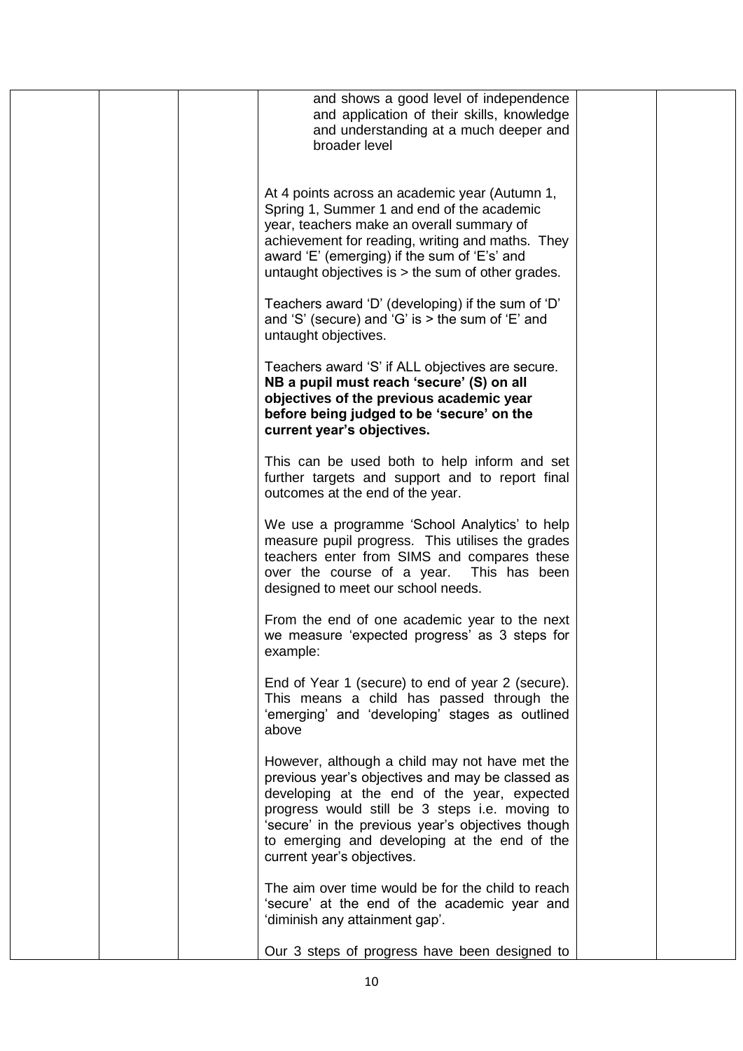| | | | | | |
|---|---|---|---|---|---|
| | | | and shows a good level of independence and application of their skills, knowledge and understanding at a much deeper and broader level<br><br>At 4 points across an academic year (Autumn 1, Spring 1, Summer 1 and end of the academic year, teachers make an overall summary of achievement for reading, writing and maths. They award 'E' (emerging) if the sum of 'E's' and untaught objectives is > the sum of other grades.<br><br>Teachers award 'D' (developing) if the sum of 'D' and 'S' (secure) and 'G' is > the sum of 'E' and untaught objectives.<br><br>Teachers award 'S' if ALL objectives are secure. **NB a pupil must reach 'secure' (S) on all objectives of the previous academic year before being judged to be 'secure' on the current year's objectives.**<br><br>This can be used both to help inform and set further targets and support and to report final outcomes at the end of the year.<br><br>We use a programme 'School Analytics' to help measure pupil progress. This utilises the grades teachers enter from SIMS and compares these over the course of a year. This has been designed to meet our school needs.<br><br>From the end of one academic year to the next we measure 'expected progress' as 3 steps for example:<br><br>End of Year 1 (secure) to end of year 2 (secure). This means a child has passed through the 'emerging' and 'developing' stages as outlined above<br><br>However, although a child may not have met the previous year's objectives and may be classed as developing at the end of the year, expected progress would still be 3 steps i.e. moving to 'secure' in the previous year's objectives though to emerging and developing at the end of the current year's objectives.<br><br>The aim over time would be for the child to reach 'secure' at the end of the academic year and 'diminish any attainment gap'.<br><br>Our 3 steps of progress have been designed to | | |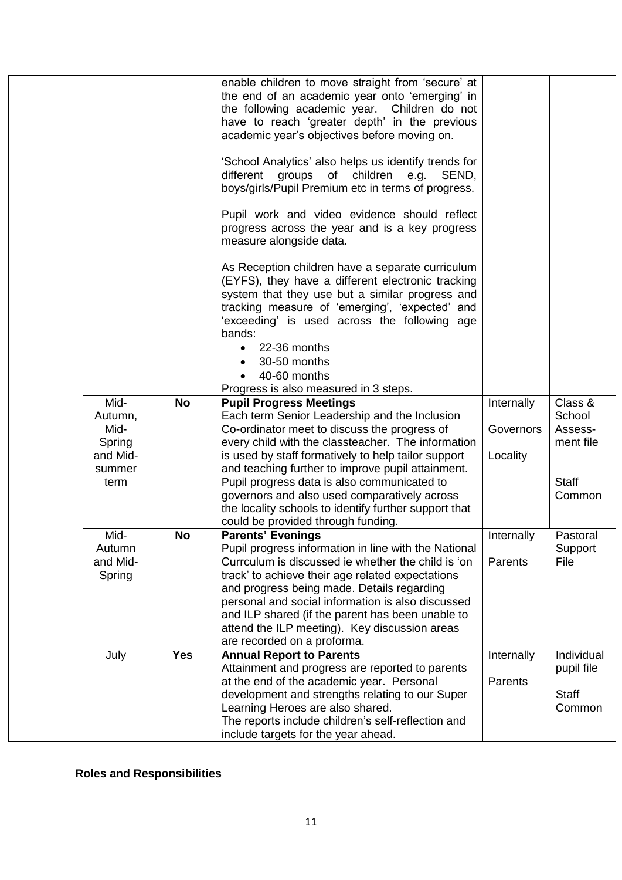|  |  |  |  |  |  |
|---|---|---|---|---|---|
|  |  |  | enable children to move straight from 'secure' at the end of an academic year onto 'emerging' in the following academic year. Children do not have to reach 'greater depth' in the previous academic year's objectives before moving on.<br><br>'School Analytics' also helps us identify trends for different groups of children e.g. SEND, boys/girls/Pupil Premium etc in terms of progress.<br><br>Pupil work and video evidence should reflect progress across the year and is a key progress measure alongside data.<br><br>As Reception children have a separate curriculum (EYFS), they have a different electronic tracking system that they use but a similar progress and tracking measure of 'emerging', 'expected' and 'exceeding' is used across the following age bands:<br>• 22-36 months<br>• 30-50 months<br>• 40-60 months<br>Progress is also measured in 3 steps. |  |  |
|  | Mid-Autumn, Mid-Spring and Mid-summer term | **No** | **Pupil Progress Meetings**<br>Each term Senior Leadership and the Inclusion Co-ordinator meet to discuss the progress of every child with the classteacher. The information is used by staff formatively to help tailor support and teaching further to improve pupil attainment. Pupil progress data is also communicated to governors and also used comparatively across the locality schools to identify further support that could be provided through funding. | Internally<br><br>Governors<br><br>Locality | Class & School Assess-ment file<br><br>Staff Common |
|  | Mid-Autumn and Mid-Spring | **No** | **Parents' Evenings**<br>Pupil progress information in line with the National Currculum is discussed ie whether the child is 'on track' to achieve their age related expectations and progress being made. Details regarding personal and social information is also discussed and ILP shared (if the parent has been unable to attend the ILP meeting). Key discussion areas are recorded on a proforma. | Internally<br><br>Parents | Pastoral Support File |
|  | July | **Yes** | **Annual Report to Parents**<br>Attainment and progress are reported to parents at the end of the academic year. Personal development and strengths relating to our Super Learning Heroes are also shared.<br>The reports include children's self-reflection and include targets for the year ahead. | Internally<br><br>Parents | Individual pupil file<br><br>Staff Common |

**Roles and Responsibilities**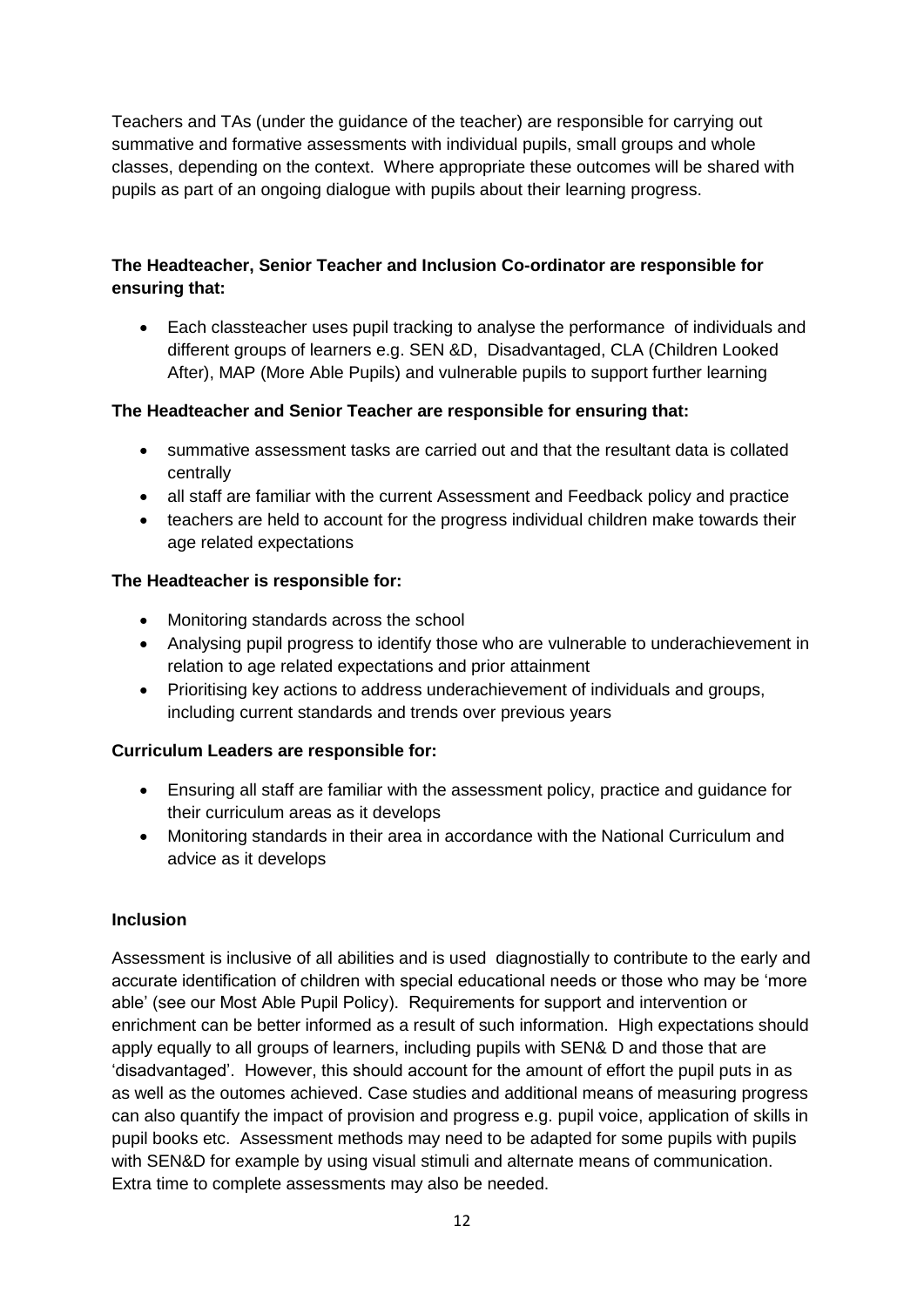Teachers and TAs (under the guidance of the teacher) are responsible for carrying out summative and formative assessments with individual pupils, small groups and whole classes, depending on the context. Where appropriate these outcomes will be shared with pupils as part of an ongoing dialogue with pupils about their learning progress.

**The Headteacher, Senior Teacher and Inclusion Co-ordinator are responsible for ensuring that:**

- Each classteacher uses pupil tracking to analyse the performance of individuals and different groups of learners e.g. SEN &D, Disadvantaged, CLA (Children Looked After), MAP (More Able Pupils) and vulnerable pupils to support further learning

**The Headteacher and Senior Teacher are responsible for ensuring that:**

- summative assessment tasks are carried out and that the resultant data is collated centrally
- all staff are familiar with the current Assessment and Feedback policy and practice
- teachers are held to account for the progress individual children make towards their age related expectations

**The Headteacher is responsible for:**

- Monitoring standards across the school
- Analysing pupil progress to identify those who are vulnerable to underachievement in relation to age related expectations and prior attainment
- Prioritising key actions to address underachievement of individuals and groups, including current standards and trends over previous years

**Curriculum Leaders are responsible for:**

- Ensuring all staff are familiar with the assessment policy, practice and guidance for their curriculum areas as it develops
- Monitoring standards in their area in accordance with the National Curriculum and advice as it develops

**Inclusion**

Assessment is inclusive of all abilities and is used diagnostially to contribute to the early and accurate identification of children with special educational needs or those who may be 'more able' (see our Most Able Pupil Policy). Requirements for support and intervention or enrichment can be better informed as a result of such information. High expectations should apply equally to all groups of learners, including pupils with SEN& D and those that are 'disadvantaged'. However, this should account for the amount of effort the pupil puts in as as well as the outomes achieved. Case studies and additional means of measuring progress can also quantify the impact of provision and progress e.g. pupil voice, application of skills in pupil books etc. Assessment methods may need to be adapted for some pupils with pupils with SEN&D for example by using visual stimuli and alternate means of communication. Extra time to complete assessments may also be needed.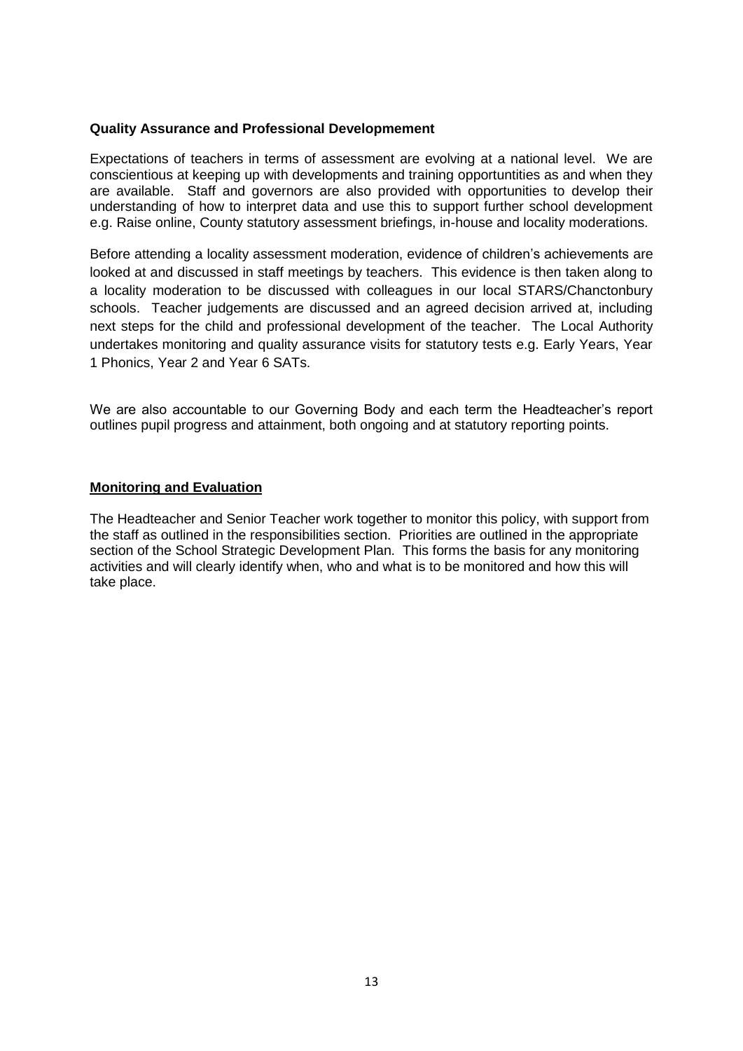**Quality Assurance and Professional Developmement**

Expectations of teachers in terms of assessment are evolving at a national level. We are conscientious at keeping up with developments and training opportuntities as and when they are available. Staff and governors are also provided with opportunities to develop their understanding of how to interpret data and use this to support further school development e.g. Raise online, County statutory assessment briefings, in-house and locality moderations.

Before attending a locality assessment moderation, evidence of children's achievements are looked at and discussed in staff meetings by teachers. This evidence is then taken along to a locality moderation to be discussed with colleagues in our local STARS/Chanctonbury schools. Teacher judgements are discussed and an agreed decision arrived at, including next steps for the child and professional development of the teacher. The Local Authority undertakes monitoring and quality assurance visits for statutory tests e.g. Early Years, Year 1 Phonics, Year 2 and Year 6 SATs.

We are also accountable to our Governing Body and each term the Headteacher's report outlines pupil progress and attainment, both ongoing and at statutory reporting points.

**Monitoring and Evaluation**

The Headteacher and Senior Teacher work together to monitor this policy, with support from the staff as outlined in the responsibilities section. Priorities are outlined in the appropriate section of the School Strategic Development Plan. This forms the basis for any monitoring activities and will clearly identify when, who and what is to be monitored and how this will take place.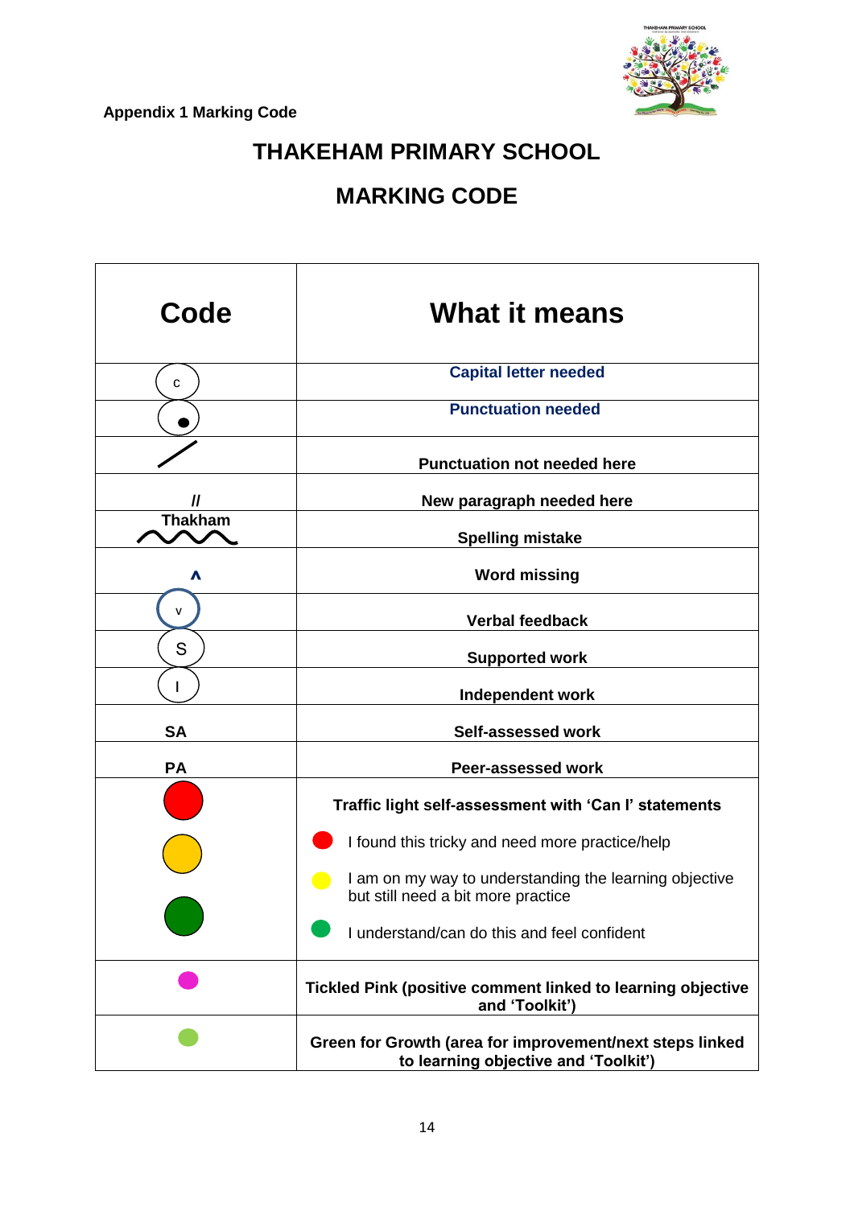**Appendix 1 Marking Code**

# THAKEHAM PRIMARY SCHOOL

# MARKING CODE

| Code | What it means |
|---|---|
| c (circled) | Capital letter needed |
| • (circled) | Punctuation needed |
| / | Punctuation not needed here |
| // | New paragraph needed here |
| Thakham (wavy underline) | Spelling mistake |
| ^ | Word missing |
| v (circled) | Verbal feedback |
| S (circled) | Supported work |
| I (circled) | Independent work |
| SA | Self-assessed work |
| PA | Peer-assessed work |
| Red / Amber / Green circles | **Traffic light self-assessment with 'Can I' statements**<br>Red: I found this tricky and need more practice/help<br>Yellow: I am on my way to understanding the learning objective but still need a bit more practice<br>Green: I understand/can do this and feel confident |
| Pink dot | Tickled Pink (positive comment linked to learning objective and 'Toolkit') |
| Green dot | Green for Growth (area for improvement/next steps linked to learning objective and 'Toolkit') |